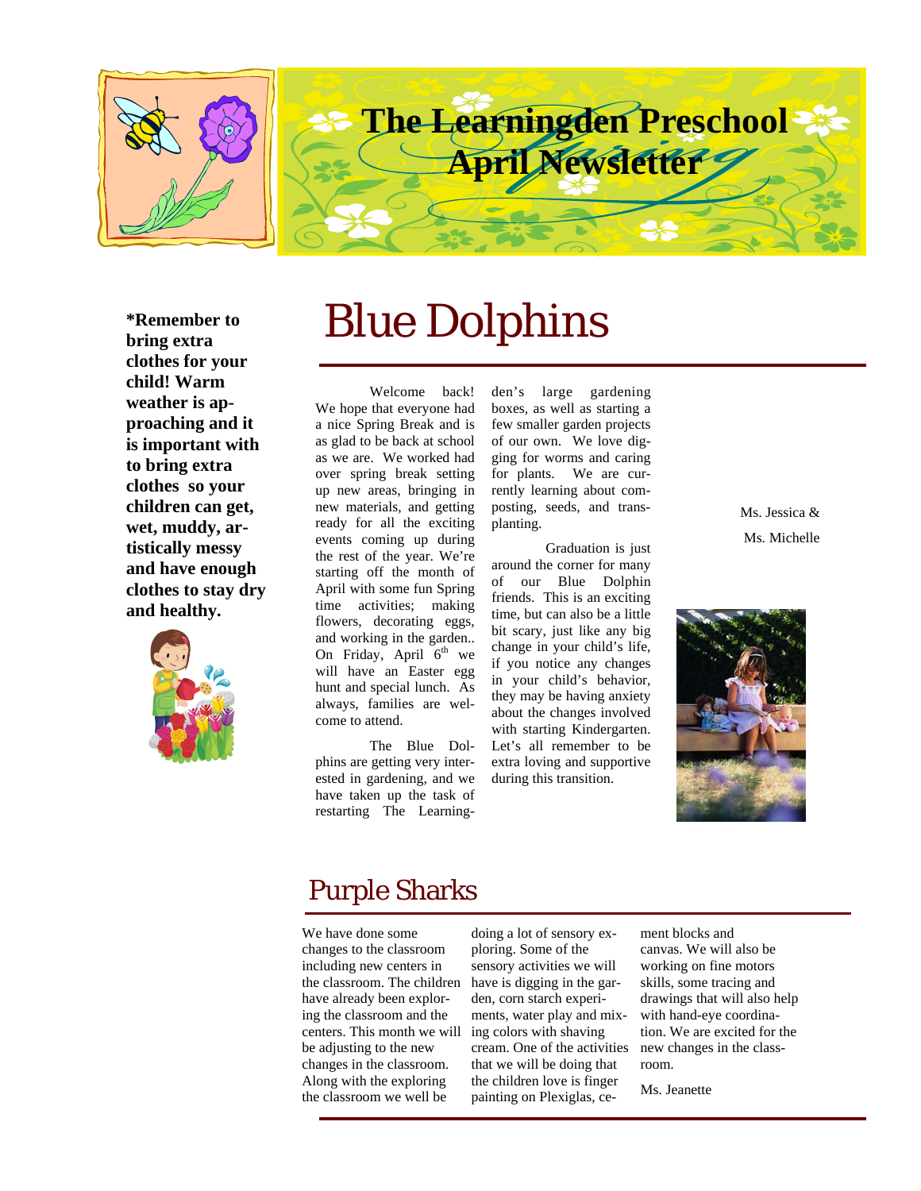# The Learningden Preschool April Newsletter

**\*Remember to bring extra clothes for your child! Warm weather is approaching and it is important with to bring extra clothes so your children can get, wet, muddy, artistically messy and have enough clothes to stay dry and healthy.**

## Blue Dolphins

Welcome back! We hope that everyone had a nice Spring Break and is as glad to be back at school as we are. We worked had over spring break setting up new areas, bringing in new materials, and getting ready for all the exciting events coming up during the rest of the year. We're starting off the month of April with some fun Spring time activities; making flowers, decorating eggs, and working in the garden.. On Friday, April 6th we will have an Easter egg hunt and special lunch. As always, families are welcome to attend.

The Blue Dolphins are getting very interested in gardening, and we have taken up the task of restarting The Learningden's large gardening boxes, as well as starting a few smaller garden projects of our own. We love digging for worms and caring for plants. We are currently learning about composting, seeds, and transplanting.

Graduation is just around the corner for many of our Blue Dolphin friends. This is an exciting time, but can also be a little bit scary, just like any big change in your child's life, if you notice any changes in your child's behavior, they may be having anxiety about the changes involved with starting Kindergarten. Let's all remember to be extra loving and supportive during this transition.

Ms. Jessica &
Ms. Michelle

## Purple Sharks

We have done some changes to the classroom including new centers in the classroom. The children have already been exploring the classroom and the centers. This month we will be adjusting to the new changes in the classroom. Along with the exploring the classroom we well be doing a lot of sensory exploring. Some of the sensory activities we will have is digging in the garden, corn starch experiments, water play and mixing colors with shaving cream. One of the activities that we will be doing that the children love is finger painting on Plexiglas, cement blocks and canvas. We will also be working on fine motors skills, some tracing and drawings that will also help with hand-eye coordination. We are excited for the new changes in the classroom.

Ms. Jeanette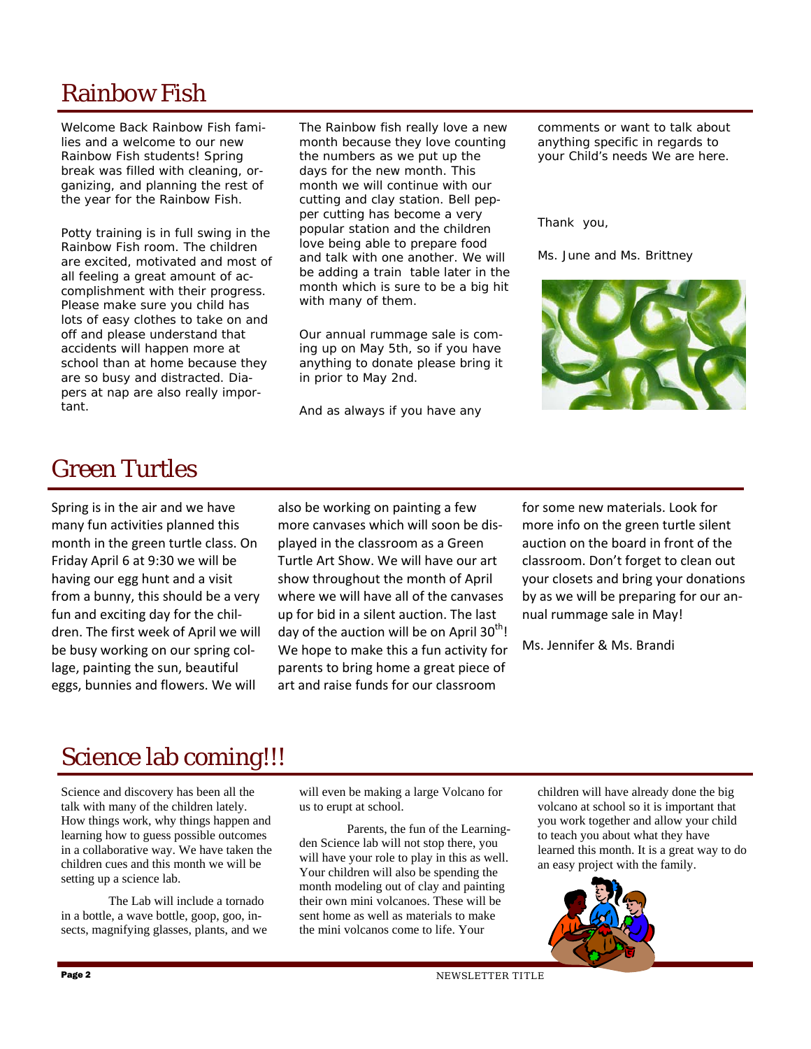## Rainbow Fish

Welcome Back Rainbow Fish families and a welcome to our new Rainbow Fish students! Spring break was filled with cleaning, organizing, and planning the rest of the year for the Rainbow Fish.

Potty training is in full swing in the Rainbow Fish room. The children are excited, motivated and most of all feeling a great amount of accomplishment with their progress. Please make sure you child has lots of easy clothes to take on and off and please understand that accidents will happen more at school than at home because they are so busy and distracted. Diapers at nap are also really important.

The Rainbow fish really love a new month because they love counting the numbers as we put up the days for the new month. This month we will continue with our cutting and clay station. Bell pepper cutting has become a very popular station and the children love being able to prepare food and talk with one another. We will be adding a train table later in the month which is sure to be a big hit with many of them.

Our annual rummage sale is coming up on May 5th, so if you have anything to donate please bring it in prior to May 2nd.

And as always if you have any comments or want to talk about anything specific in regards to your Child's needs We are here.

Thank you,

Ms. June and Ms. Brittney

## Green Turtles

Spring is in the air and we have many fun activities planned this month in the green turtle class. On Friday April 6 at 9:30 we will be having our egg hunt and a visit from a bunny, this should be a very fun and exciting day for the children. The first week of April we will be busy working on our spring collage, painting the sun, beautiful eggs, bunnies and flowers. We will also be working on painting a few more canvases which will soon be displayed in the classroom as a Green Turtle Art Show. We will have our art show throughout the month of April where we will have all of the canvases up for bid in a silent auction. The last day of the auction will be on April 30th! We hope to make this a fun activity for parents to bring home a great piece of art and raise funds for our classroom for some new materials. Look for more info on the green turtle silent auction on the board in front of the classroom. Don't forget to clean out your closets and bring your donations by as we will be preparing for our annual rummage sale in May!

Ms. Jennifer & Ms. Brandi

## Science lab coming!!!

Science and discovery has been all the talk with many of the children lately. How things work, why things happen and learning how to guess possible outcomes in a collaborative way. We have taken the children cues and this month we will be setting up a science lab.

The Lab will include a tornado in a bottle, a wave bottle, goop, goo, insects, magnifying glasses, plants, and we will even be making a large Volcano for us to erupt at school.

Parents, the fun of the Learning-den Science lab will not stop there, you will have your role to play in this as well. Your children will also be spending the month modeling out of clay and painting their own mini volcanoes. These will be sent home as well as materials to make the mini volcanos come to life. Your children will have already done the big volcano at school so it is important that you work together and allow your child to teach you about what they have learned this month. It is a great way to do an easy project with the family.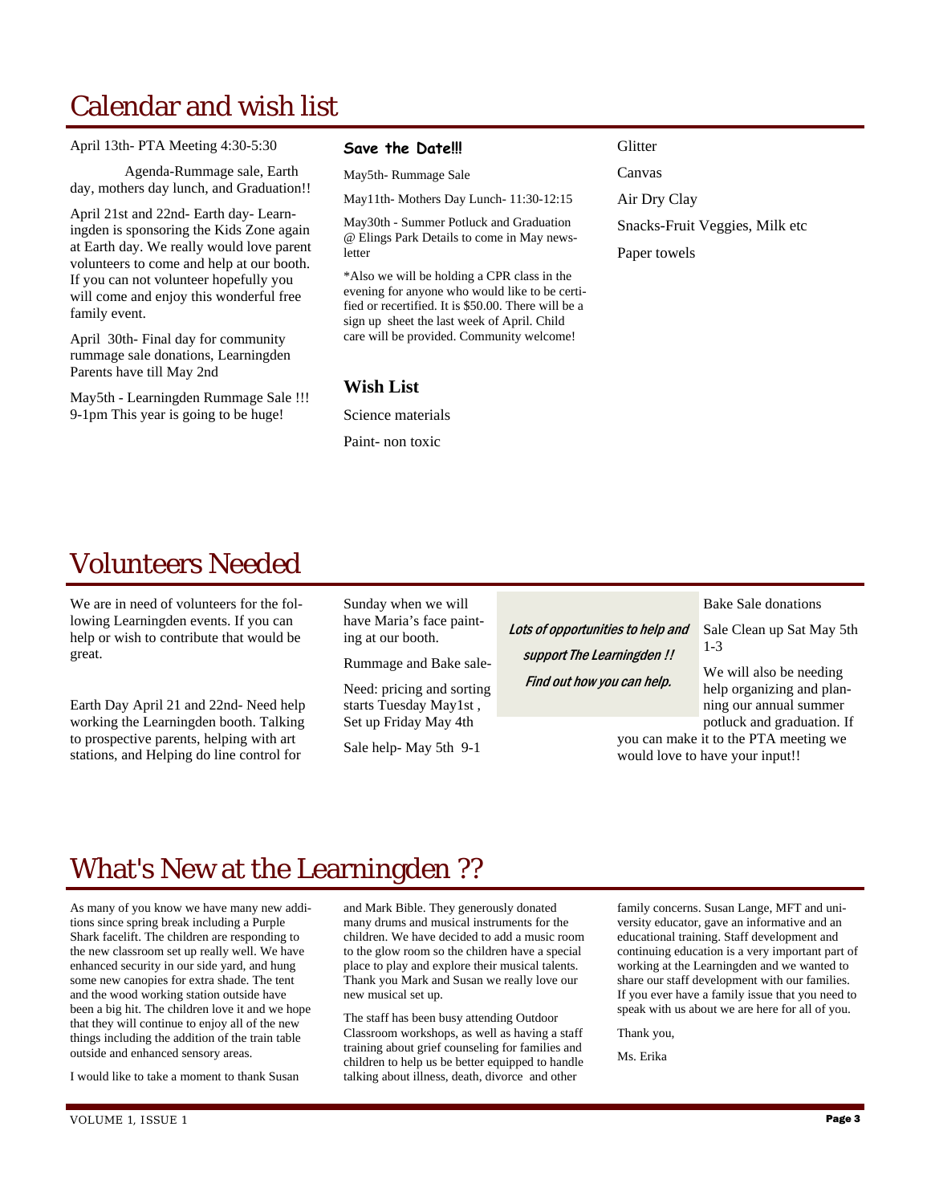# Calendar and wish list

April 13th- PTA Meeting 4:30-5:30

Agenda-Rummage sale, Earth day, mothers day lunch, and Graduation!!

April 21st and 22nd- Earth day- Learningden is sponsoring the Kids Zone again at Earth day. We really would love parent volunteers to come and help at our booth. If you can not volunteer hopefully you will come and enjoy this wonderful free family event.

April 30th- Final day for community rummage sale donations, Learningden Parents have till May 2nd

May5th - Learningden Rummage Sale !!! 9-1pm This year is going to be huge!

**Save the Date!!!**

May5th- Rummage Sale

May11th- Mothers Day Lunch- 11:30-12:15

May30th - Summer Potluck and Graduation @ Elings Park Details to come in May newsletter

*Also we will be holding a CPR class in the evening for anyone who would like to be certified or recertified. It is $50.00. There will be a sign up sheet the last week of April. Child care will be provided. Community welcome!

### Wish List

Science materials

Paint- non toxic

Glitter

Canvas

Air Dry Clay

Snacks-Fruit Veggies, Milk etc

Paper towels

# Volunteers Needed

We are in need of volunteers for the following Learningden events. If you can help or wish to contribute that would be great.

Earth Day April 21 and 22nd- Need help working the Learningden booth. Talking to prospective parents, helping with art stations, and Helping do line control for Sunday when we will have Maria's face painting at our booth.

Rummage and Bake sale-

Need: pricing and sorting starts Tuesday May1st , Set up Friday May 4th

Sale help- May 5th 9-1

*Lots of opportunities to help and support The Learningden !! Find out how you can help.*

Bake Sale donations

Sale Clean up Sat May 5th 1-3

We will also be needing help organizing and planning our annual summer potluck and graduation. If you can make it to the PTA meeting we would love to have your input!!

# What's New at the Learningden ??

As many of you know we have many new additions since spring break including a Purple Shark facelift. The children are responding to the new classroom set up really well. We have enhanced security in our side yard, and hung some new canopies for extra shade. The tent and the wood working station outside have been a big hit. The children love it and we hope that they will continue to enjoy all of the new things including the addition of the train table outside and enhanced sensory areas.

I would like to take a moment to thank Susan and Mark Bible. They generously donated many drums and musical instruments for the children. We have decided to add a music room to the glow room so the children have a special place to play and explore their musical talents. Thank you Mark and Susan we really love our new musical set up.

The staff has been busy attending Outdoor Classroom workshops, as well as having a staff training about grief counseling for families and children to help us be better equipped to handle talking about illness, death, divorce and other family concerns. Susan Lange, MFT and university educator, gave an informative and an educational training. Staff development and continuing education is a very important part of working at the Learningden and we wanted to share our staff development with our families. If you ever have a family issue that you need to speak with us about we are here for all of you.

Thank you,

Ms. Erika